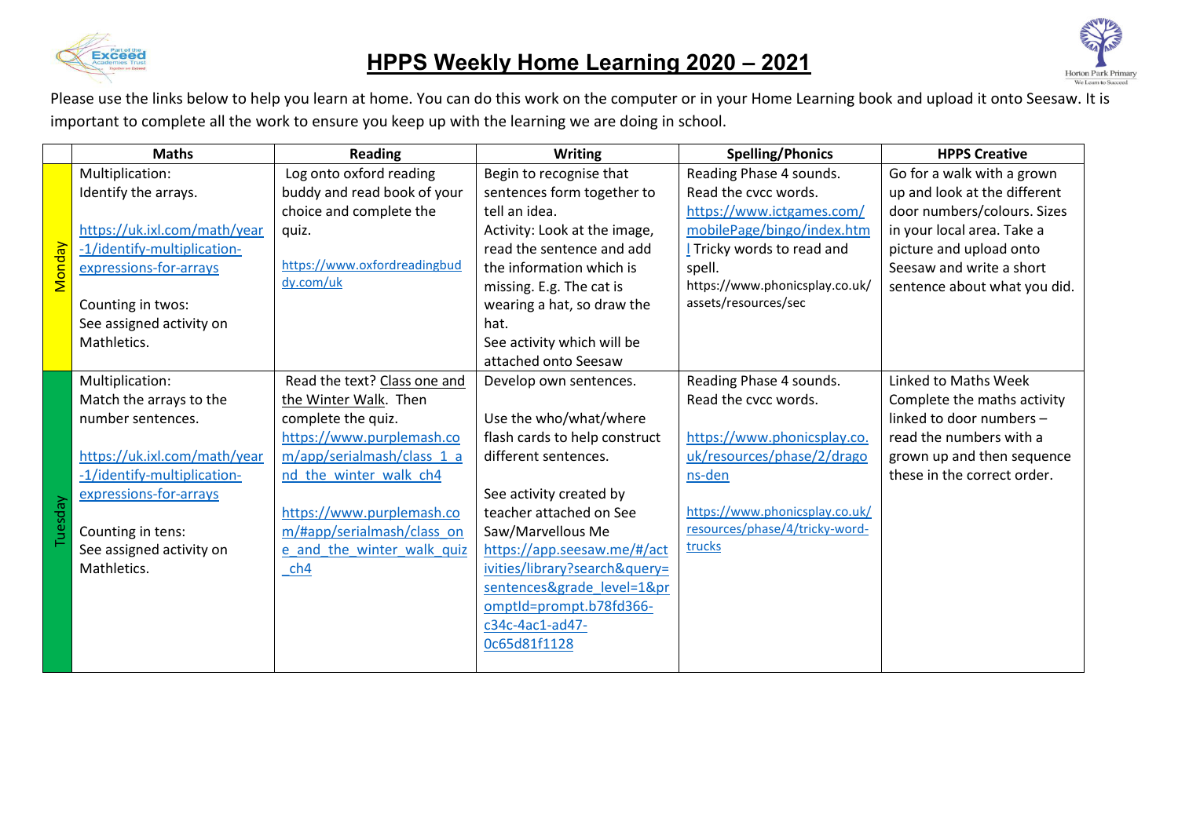# HPPS Weekly Home Learning 2020 – 2021

Please use the links below to help you learn at home. You can do this work on the computer or in your Home Learning book and upload it onto Seesaw. It is important to complete all the work to ensure you keep up with the learning we are doing in school.

| | Maths | Reading | Writing | Spelling/Phonics | HPPS Creative |
|---|---|---|---|---|---|
| Monday | Multiplication:<br>Identify the arrays.<br><br>https://uk.ixl.com/math/year-1/identify-multiplication-expressions-for-arrays<br><br>Counting in twos:<br>See assigned activity on Mathletics. | Log onto oxford reading buddy and read book of your choice and complete the quiz.<br><br>https://www.oxfordreadingbuddy.com/uk | Begin to recognise that sentences form together to tell an idea.<br>Activity: Look at the image, read the sentence and add the information which is missing. E.g. The cat is wearing a hat, so draw the hat.<br>See activity which will be attached onto Seesaw | Reading Phase 4 sounds.<br>Read the cvcc words.<br>https://www.ictgames.com/mobilePage/bingo/index.html Tricky words to read and spell.<br>https://www.phonicsplay.co.uk/assets/resources/sec | Go for a walk with a grown up and look at the different door numbers/colours. Sizes in your local area. Take a picture and upload onto Seesaw and write a short sentence about what you did. |
| Tuesday | Multiplication:<br>Match the arrays to the number sentences.<br><br>https://uk.ixl.com/math/year-1/identify-multiplication-expressions-for-arrays<br><br>Counting in tens:<br>See assigned activity on Mathletics. | Read the text? Class one and the Winter Walk. Then complete the quiz.<br>https://www.purplemash.com/app/serialmash/class_1_and_the_winter_walk_ch4<br><br>https://www.purplemash.com/#app/serialmash/class_one_and_the_winter_walk_quiz_ch4 | Develop own sentences.<br><br>Use the who/what/where flash cards to help construct different sentences.<br><br>See activity created by teacher attached on See Saw/Marvellous Me<br>https://app.seesaw.me/#/activities/library?search&query=sentences&grade_level=1&promptId=prompt.b78fd366-c34c-4ac1-ad47-0c65d81f1128 | Reading Phase 4 sounds.<br>Read the cvcc words.<br><br>https://www.phonicsplay.co.uk/resources/phase/2/dragons-den<br><br>https://www.phonicsplay.co.uk/resources/phase/4/tricky-word-trucks | Linked to Maths Week<br>Complete the maths activity linked to door numbers – read the numbers with a grown up and then sequence these in the correct order. |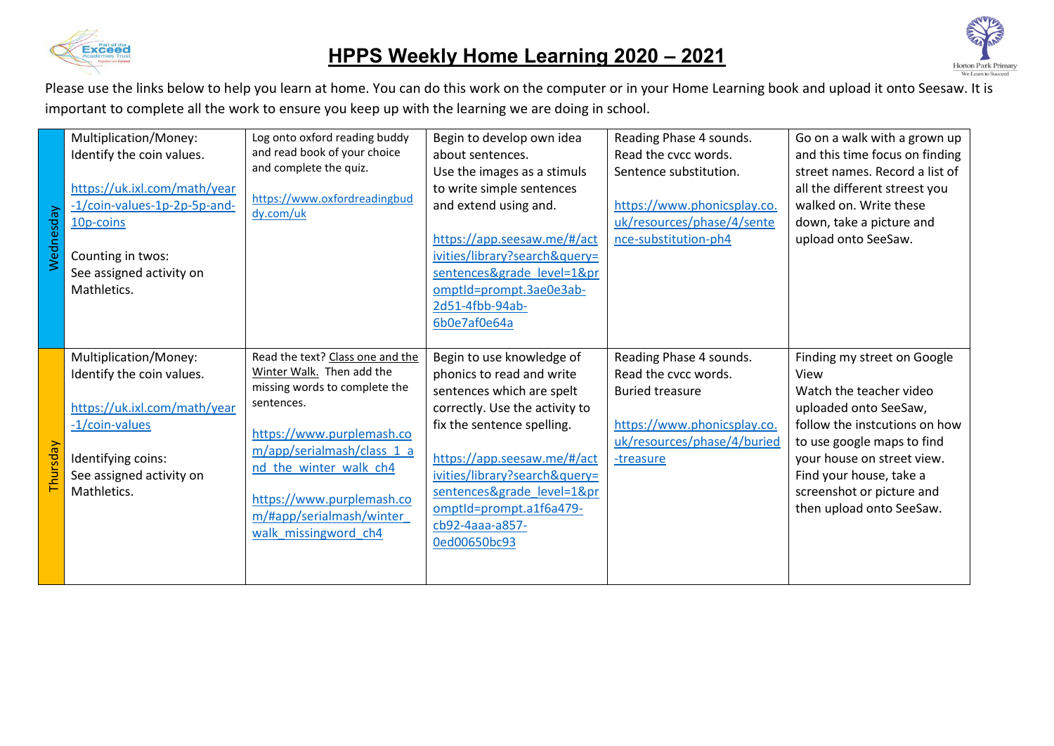# HPPS Weekly Home Learning 2020 – 2021

Please use the links below to help you learn at home. You can do this work on the computer or in your Home Learning book and upload it onto Seesaw. It is important to complete all the work to ensure you keep up with the learning we are doing in school.

| | | | | | |
|---|---|---|---|---|---|
| Wednesday | Multiplication/Money: Identify the coin values.<br><br>https://uk.ixl.com/math/year-1/coin-values-1p-2p-5p-and-10p-coins<br><br>Counting in twos: See assigned activity on Mathletics. | Log onto oxford reading buddy and read book of your choice and complete the quiz.<br><br>https://www.oxfordreadingbuddy.com/uk | Begin to develop own idea about sentences. Use the images as a stimuls to write simple sentences and extend using and.<br><br>https://app.seesaw.me/#/activities/library?search&query=sentences&grade_level=1&promptId=prompt.3ae0e3ab-2d51-4fbb-94ab-6b0e7af0e64a | Reading Phase 4 sounds. Read the cvcc words. Sentence substitution.<br><br>https://www.phonicsplay.co.uk/resources/phase/4/sentence-substitution-ph4 | Go on a walk with a grown up and this time focus on finding street names. Record a list of all the different streest you walked on. Write these down, take a picture and upload onto SeeSaw. |
| Thursday | Multiplication/Money: Identify the coin values.<br><br>https://uk.ixl.com/math/year-1/coin-values<br><br>Identifying coins: See assigned activity on Mathletics. | Read the text? Class one and the Winter Walk. Then add the missing words to complete the sentences.<br><br>https://www.purplemash.com/app/serialmash/class_1_and_the_winter_walk_ch4<br><br>https://www.purplemash.com/#app/serialmash/winter_walk_missingword_ch4 | Begin to use knowledge of phonics to read and write sentences which are spelt correctly. Use the activity to fix the sentence spelling.<br><br>https://app.seesaw.me/#/activities/library?search&query=sentences&grade_level=1&promptId=prompt.a1f6a479-cb92-4aaa-a857-0ed00650bc93 | Reading Phase 4 sounds. Read the cvcc words. Buried treasure<br><br>https://www.phonicsplay.co.uk/resources/phase/4/buried-treasure | Finding my street on Google View<br>Watch the teacher video uploaded onto SeeSaw, follow the instcutions on how to use google maps to find your house on street view. Find your house, take a screenshot or picture and then upload onto SeeSaw. |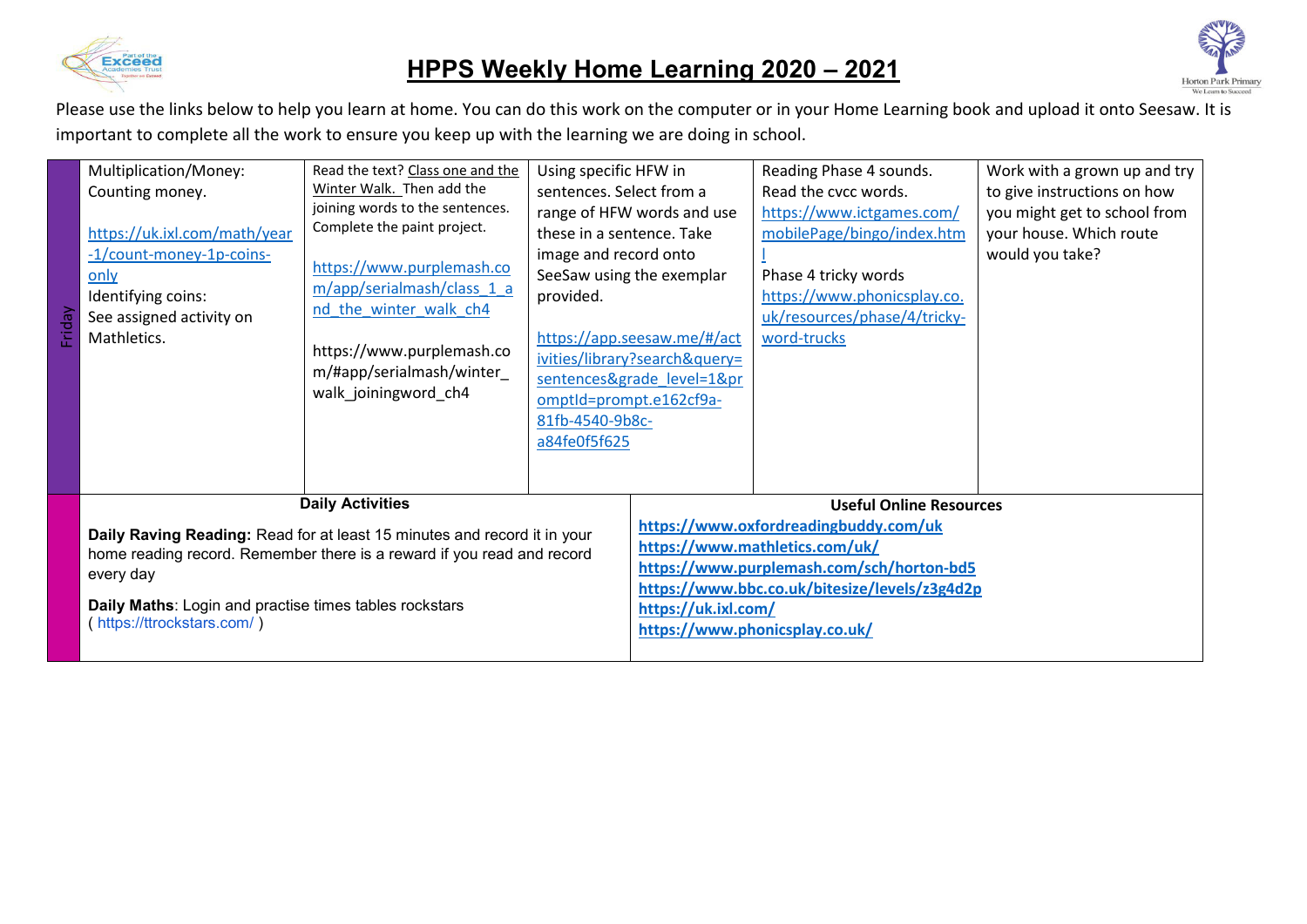# HPPS Weekly Home Learning 2020 – 2021

Please use the links below to help you learn at home. You can do this work on the computer or in your Home Learning book and upload it onto Seesaw. It is important to complete all the work to ensure you keep up with the learning we are doing in school.

| | | | | | |
|---|---|---|---|---|---|
| Friday | Multiplication/Money: Counting money.<br><br>https://uk.ixl.com/math/year-1/count-money-1p-coins-only<br>Identifying coins:<br>See assigned activity on Mathletics. | Read the text? Class one and the Winter Walk. Then add the joining words to the sentences. Complete the paint project.<br><br>https://www.purplemash.com/app/serialmash/class_1_and_the_winter_walk_ch4<br><br>https://www.purplemash.com/#app/serialmash/winter_walk_joiningword_ch4 | Using specific HFW in sentences. Select from a range of HFW words and use these in a sentence. Take image and record onto SeeSaw using the exemplar provided.<br><br>https://app.seesaw.me/#/activities/library?search&query=sentences&grade_level=1&promptId=prompt.e162cf9a-81fb-4540-9b8c-a84fe0f5f625 | Reading Phase 4 sounds. Read the cvcc words.<br>https://www.ictgames.com/mobilePage/bingo/index.html<br>Phase 4 tricky words<br>https://www.phonicsplay.co.uk/resources/phase/4/tricky-word-trucks | Work with a grown up and try to give instructions on how you might get to school from your house. Which route would you take? |

| Daily Activities | Useful Online Resources |
|---|---|
| **Daily Raving Reading:** Read for at least 15 minutes and record it in your home reading record. Remember there is a reward if you read and record every day<br><br>**Daily Maths**: Login and practise times tables rockstars ( https://ttrockstars.com/ ) | **https://www.oxfordreadingbuddy.com/uk**<br>**https://www.mathletics.com/uk/**<br>**https://www.purplemash.com/sch/horton-bd5**<br>**https://www.bbc.co.uk/bitesize/levels/z3g4d2p**<br>**https://uk.ixl.com/**<br>**https://www.phonicsplay.co.uk/** |